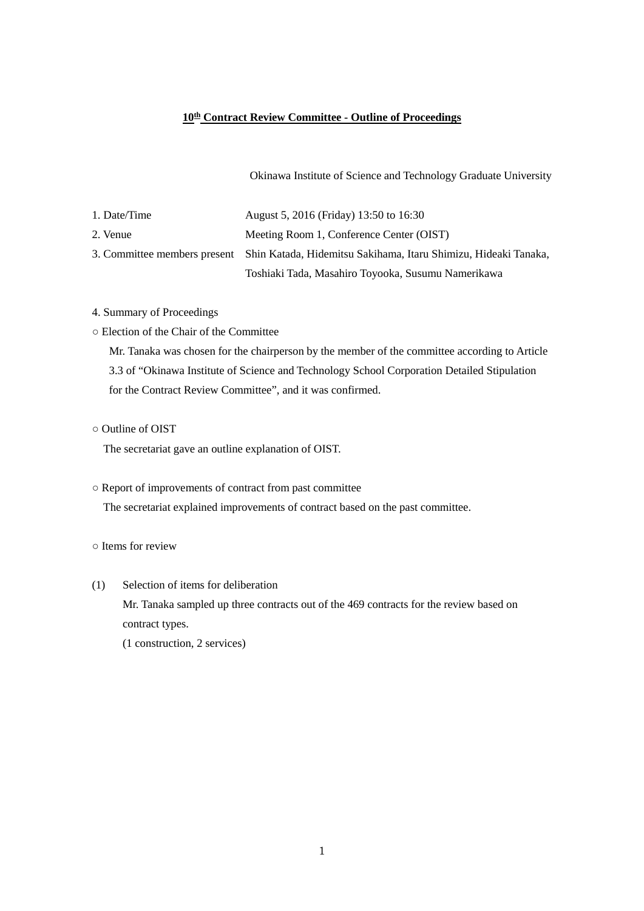# 10th Contract Review Committee - Outline of Proceedings

Okinawa Institute of Science and Technology Graduate University

| | |
|---|---|
| 1. Date/Time | August 5, 2016 (Friday) 13:50 to 16:30 |
| 2. Venue | Meeting Room 1, Conference Center (OIST) |
| 3. Committee members present | Shin Katada, Hidemitsu Sakihama, Itaru Shimizu, Hideaki Tanaka, Toshiaki Tada, Masahiro Toyooka, Susumu Namerikawa |

4. Summary of Proceedings

○ Election of the Chair of the Committee

Mr. Tanaka was chosen for the chairperson by the member of the committee according to Article 3.3 of "Okinawa Institute of Science and Technology School Corporation Detailed Stipulation for the Contract Review Committee", and it was confirmed.

○ Outline of OIST

The secretariat gave an outline explanation of OIST.

○ Report of improvements of contract from past committee

The secretariat explained improvements of contract based on the past committee.

○ Items for review

(1) Selection of items for deliberation

Mr. Tanaka sampled up three contracts out of the 469 contracts for the review based on contract types.

(1 construction, 2 services)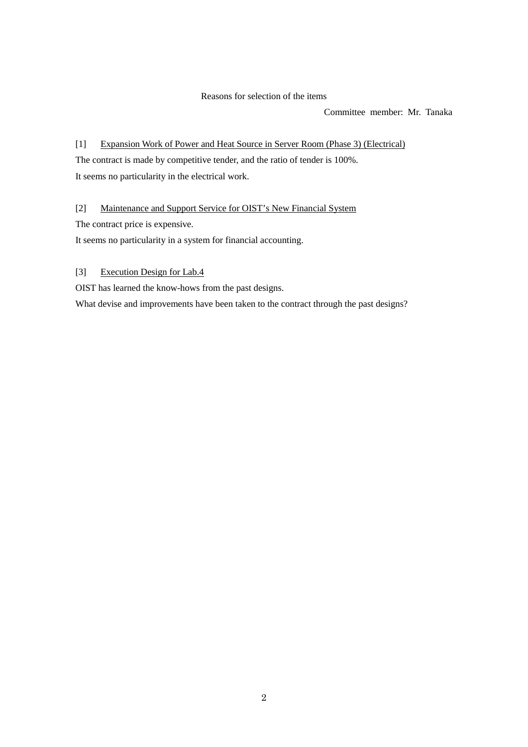Reasons for selection of the items

Committee member: Mr. Tanaka

[1] Expansion Work of Power and Heat Source in Server Room (Phase 3) (Electrical)

The contract is made by competitive tender, and the ratio of tender is 100%.

It seems no particularity in the electrical work.

[2] Maintenance and Support Service for OIST's New Financial System

The contract price is expensive.

It seems no particularity in a system for financial accounting.

[3] Execution Design for Lab.4

OIST has learned the know-hows from the past designs.

What devise and improvements have been taken to the contract through the past designs?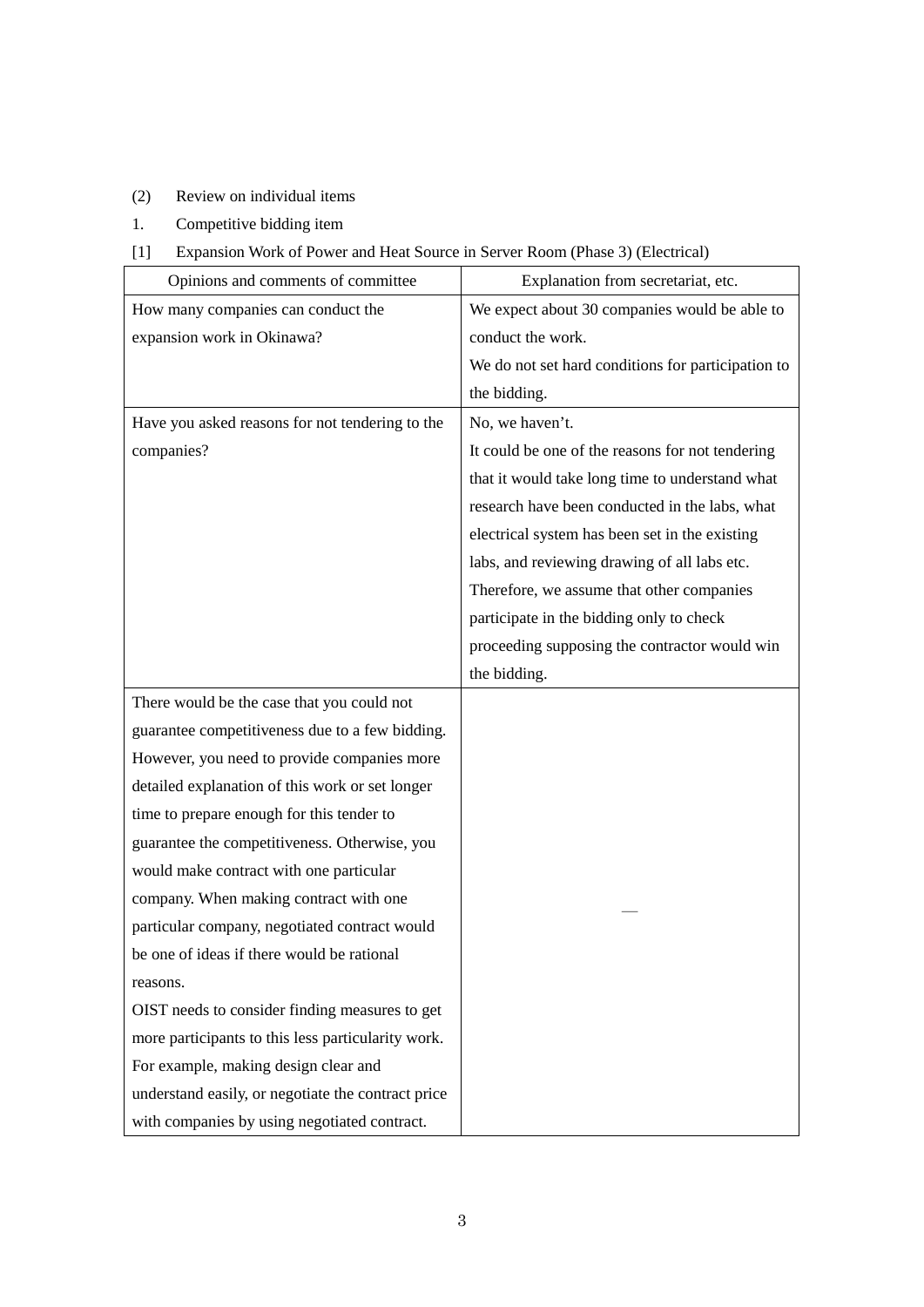(2) Review on individual items

1. Competitive bidding item

[1] Expansion Work of Power and Heat Source in Server Room (Phase 3) (Electrical)

| Opinions and comments of committee | Explanation from secretariat, etc. |
| --- | --- |
| How many companies can conduct the expansion work in Okinawa? | We expect about 30 companies would be able to conduct the work.<br>We do not set hard conditions for participation to the bidding. |
| Have you asked reasons for not tendering to the companies? | No, we haven't.<br>It could be one of the reasons for not tendering that it would take long time to understand what research have been conducted in the labs, what electrical system has been set in the existing labs, and reviewing drawing of all labs etc. Therefore, we assume that other companies participate in the bidding only to check proceeding supposing the contractor would win the bidding. |
| There would be the case that you could not guarantee competitiveness due to a few bidding. However, you need to provide companies more detailed explanation of this work or set longer time to prepare enough for this tender to guarantee the competitiveness. Otherwise, you would make contract with one particular company. When making contract with one particular company, negotiated contract would be one of ideas if there would be rational reasons.<br>OIST needs to consider finding measures to get more participants to this less particularity work. For example, making design clear and understand easily, or negotiate the contract price with companies by using negotiated contract. | — |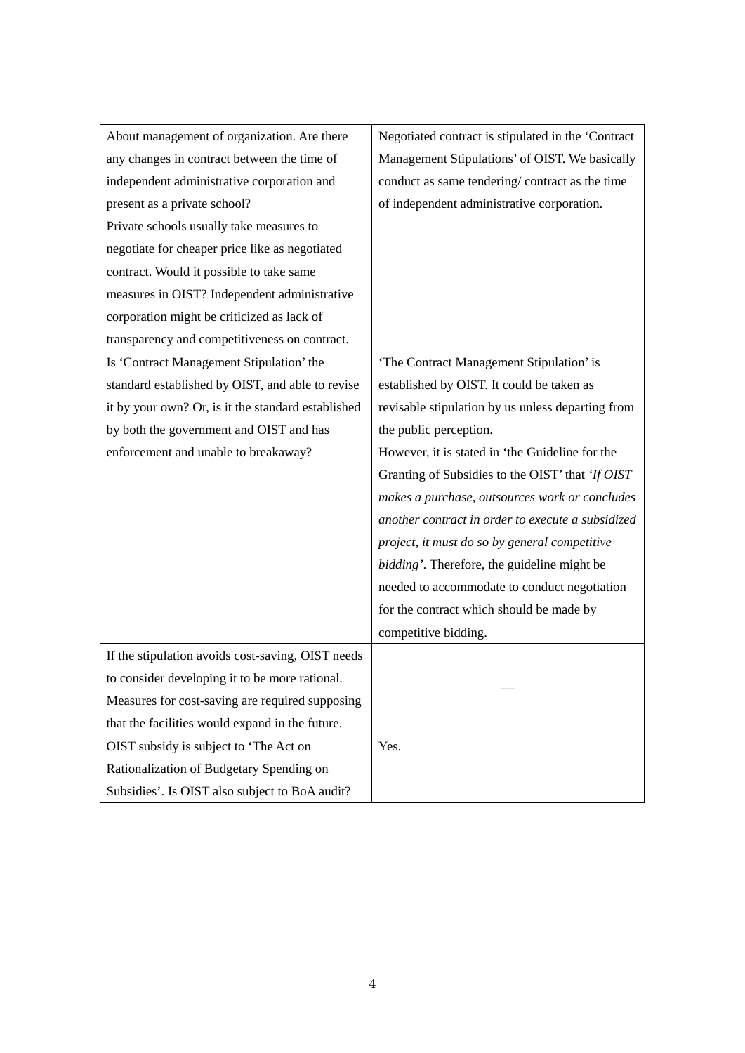| | |
|---|---|
| About management of organization. Are there any changes in contract between the time of independent administrative corporation and present as a private school? Private schools usually take measures to negotiate for cheaper price like as negotiated contract. Would it possible to take same measures in OIST? Independent administrative corporation might be criticized as lack of transparency and competitiveness on contract. | Negotiated contract is stipulated in the 'Contract Management Stipulations' of OIST. We basically conduct as same tendering/ contract as the time of independent administrative corporation. |
| Is 'Contract Management Stipulation' the standard established by OIST, and able to revise it by your own? Or, is it the standard established by both the government and OIST and has enforcement and unable to breakaway? | 'The Contract Management Stipulation' is established by OIST. It could be taken as revisable stipulation by us unless departing from the public perception. However, it is stated in 'the Guideline for the Granting of Subsidies to the OIST' that *'If OIST makes a purchase, outsources work or concludes another contract in order to execute a subsidized project, it must do so by general competitive bidding'*. Therefore, the guideline might be needed to accommodate to conduct negotiation for the contract which should be made by competitive bidding. |
| If the stipulation avoids cost-saving, OIST needs to consider developing it to be more rational. Measures for cost-saving are required supposing that the facilities would expand in the future. | — |
| OIST subsidy is subject to 'The Act on Rationalization of Budgetary Spending on Subsidies'. Is OIST also subject to BoA audit? | Yes. |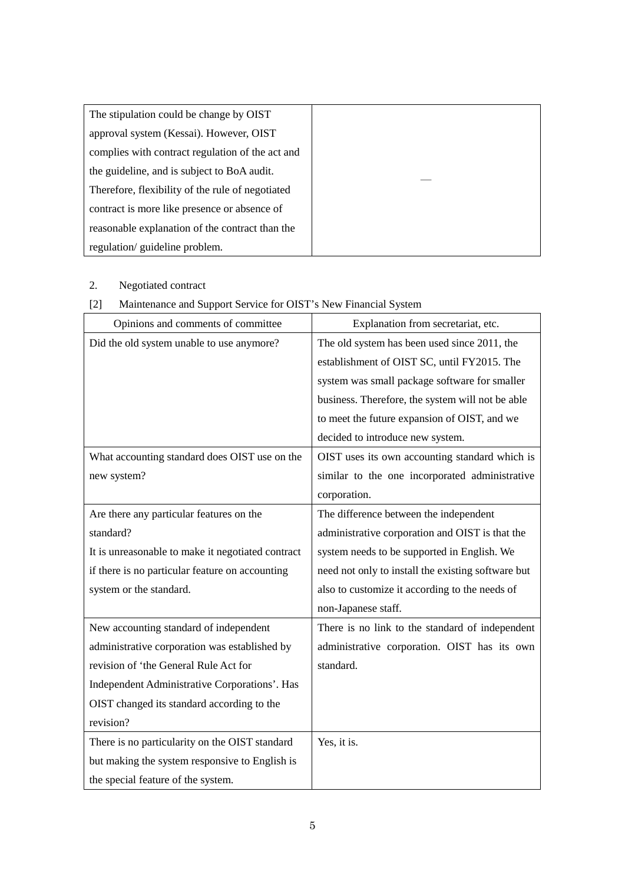| | |
|---|---|
| The stipulation could be change by OIST approval system (Kessai). However, OIST complies with contract regulation of the act and the guideline, and is subject to BoA audit. Therefore, flexibility of the rule of negotiated contract is more like presence or absence of reasonable explanation of the contract than the regulation/ guideline problem. | — |

2. Negotiated contract

[2] Maintenance and Support Service for OIST's New Financial System

| Opinions and comments of committee | Explanation from secretariat, etc. |
|---|---|
| Did the old system unable to use anymore? | The old system has been used since 2011, the establishment of OIST SC, until FY2015. The system was small package software for smaller business. Therefore, the system will not be able to meet the future expansion of OIST, and we decided to introduce new system. |
| What accounting standard does OIST use on the new system? | OIST uses its own accounting standard which is similar to the one incorporated administrative corporation. |
| Are there any particular features on the standard?<br>It is unreasonable to make it negotiated contract if there is no particular feature on accounting system or the standard. | The difference between the independent administrative corporation and OIST is that the system needs to be supported in English. We need not only to install the existing software but also to customize it according to the needs of non-Japanese staff. |
| New accounting standard of independent administrative corporation was established by revision of 'the General Rule Act for Independent Administrative Corporations'. Has OIST changed its standard according to the revision? | There is no link to the standard of independent administrative corporation. OIST has its own standard. |
| There is no particularity on the OIST standard but making the system responsive to English is the special feature of the system. | Yes, it is. |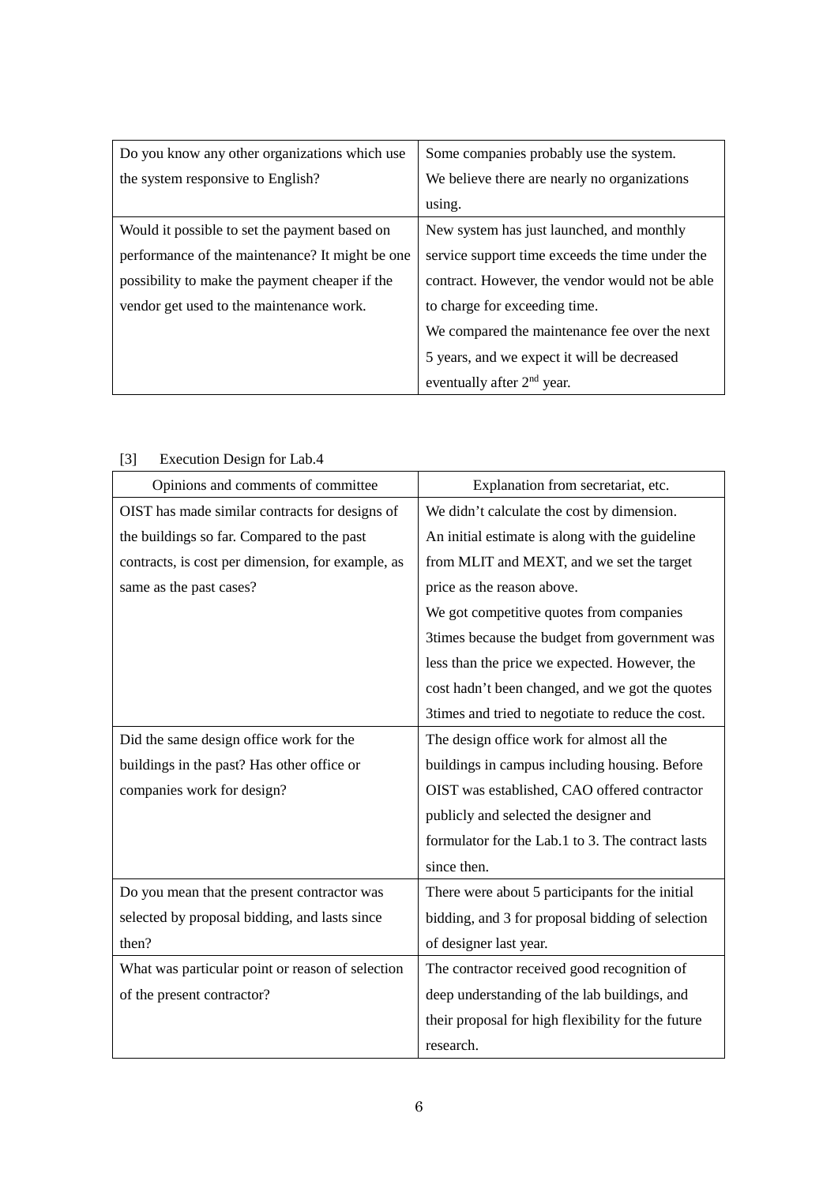| | |
|---|---|
| Do you know any other organizations which use the system responsive to English? | Some companies probably use the system. We believe there are nearly no organizations using. |
| Would it possible to set the payment based on performance of the maintenance? It might be one possibility to make the payment cheaper if the vendor get used to the maintenance work. | New system has just launched, and monthly service support time exceeds the time under the contract. However, the vendor would not be able to charge for exceeding time. We compared the maintenance fee over the next 5 years, and we expect it will be decreased eventually after 2nd year. |

[3] Execution Design for Lab.4

| Opinions and comments of committee | Explanation from secretariat, etc. |
|---|---|
| OIST has made similar contracts for designs of the buildings so far. Compared to the past contracts, is cost per dimension, for example, as same as the past cases? | We didn't calculate the cost by dimension. An initial estimate is along with the guideline from MLIT and MEXT, and we set the target price as the reason above. We got competitive quotes from companies 3times because the budget from government was less than the price we expected. However, the cost hadn't been changed, and we got the quotes 3times and tried to negotiate to reduce the cost. |
| Did the same design office work for the buildings in the past? Has other office or companies work for design? | The design office work for almost all the buildings in campus including housing. Before OIST was established, CAO offered contractor publicly and selected the designer and formulator for the Lab.1 to 3. The contract lasts since then. |
| Do you mean that the present contractor was selected by proposal bidding, and lasts since then? | There were about 5 participants for the initial bidding, and 3 for proposal bidding of selection of designer last year. |
| What was particular point or reason of selection of the present contractor? | The contractor received good recognition of deep understanding of the lab buildings, and their proposal for high flexibility for the future research. |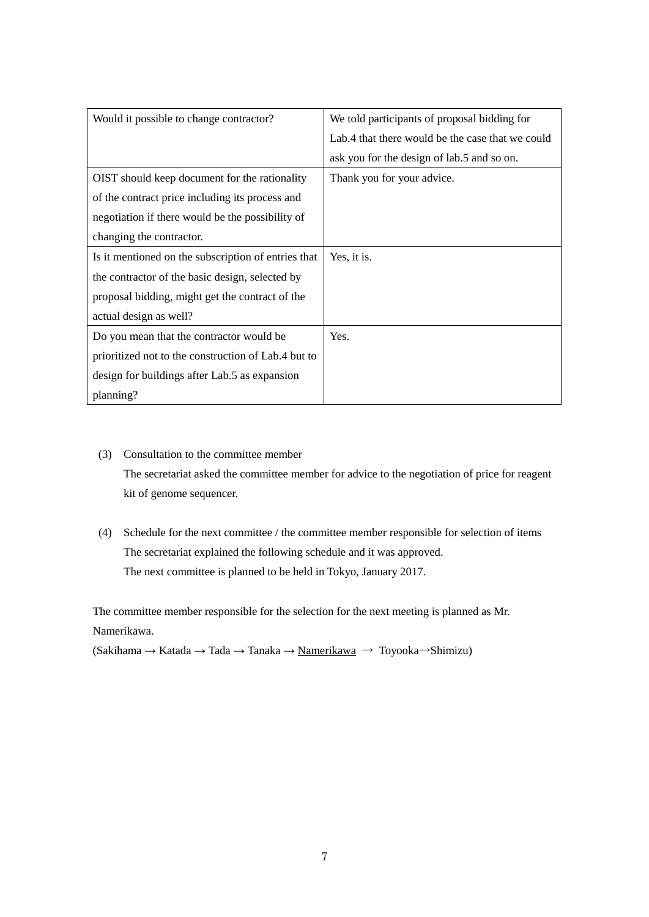| | |
|---|---|
| Would it possible to change contractor? | We told participants of proposal bidding for Lab.4 that there would be the case that we could ask you for the design of lab.5 and so on. |
| OIST should keep document for the rationality of the contract price including its process and negotiation if there would be the possibility of changing the contractor. | Thank you for your advice. |
| Is it mentioned on the subscription of entries that the contractor of the basic design, selected by proposal bidding, might get the contract of the actual design as well? | Yes, it is. |
| Do you mean that the contractor would be prioritized not to the construction of Lab.4 but to design for buildings after Lab.5 as expansion planning? | Yes. |

(3) Consultation to the committee member

The secretariat asked the committee member for advice to the negotiation of price for reagent kit of genome sequencer.

(4) Schedule for the next committee / the committee member responsible for selection of items

The secretariat explained the following schedule and it was approved.

The next committee is planned to be held in Tokyo, January 2017.

The committee member responsible for the selection for the next meeting is planned as Mr. Namerikawa.

(Sakihama → Katada → Tada → Tanaka → <u>Namerikawa</u> → Toyooka→Shimizu)